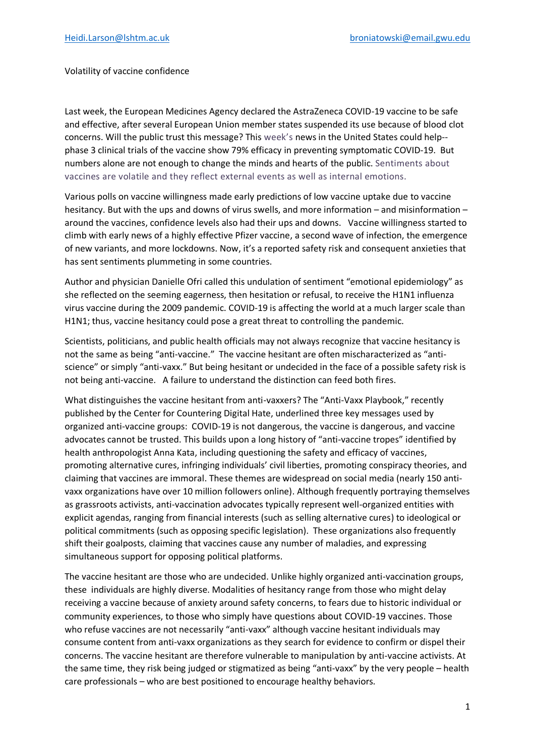Heidi.Larson@lshtm.ac.uk broniatowski@email.gwu.edu

Volatility of vaccine confidence

Last week, the European Medicines Agency declared the AstraZeneca COVID-19 vaccine to be safe and effective, after several European Union member states suspended its use because of blood clot concerns. Will the public trust this message? This week's news in the United States could help--phase 3 clinical trials of the vaccine show 79% efficacy in preventing symptomatic COVID-19. But numbers alone are not enough to change the minds and hearts of the public. Sentiments about vaccines are volatile and they reflect external events as well as internal emotions.

Various polls on vaccine willingness made early predictions of low vaccine uptake due to vaccine hesitancy. But with the ups and downs of virus swells, and more information – and misinformation – around the vaccines, confidence levels also had their ups and downs. Vaccine willingness started to climb with early news of a highly effective Pfizer vaccine, a second wave of infection, the emergence of new variants, and more lockdowns. Now, it's a reported safety risk and consequent anxieties that has sent sentiments plummeting in some countries.

Author and physician Danielle Ofri called this undulation of sentiment "emotional epidemiology" as she reflected on the seeming eagerness, then hesitation or refusal, to receive the H1N1 influenza virus vaccine during the 2009 pandemic. COVID-19 is affecting the world at a much larger scale than H1N1; thus, vaccine hesitancy could pose a great threat to controlling the pandemic.

Scientists, politicians, and public health officials may not always recognize that vaccine hesitancy is not the same as being "anti-vaccine." The vaccine hesitant are often mischaracterized as "anti-science" or simply "anti-vaxx." But being hesitant or undecided in the face of a possible safety risk is not being anti-vaccine. A failure to understand the distinction can feed both fires.

What distinguishes the vaccine hesitant from anti-vaxxers? The "Anti-Vaxx Playbook," recently published by the Center for Countering Digital Hate, underlined three key messages used by organized anti-vaccine groups: COVID-19 is not dangerous, the vaccine is dangerous, and vaccine advocates cannot be trusted. This builds upon a long history of "anti-vaccine tropes" identified by health anthropologist Anna Kata, including questioning the safety and efficacy of vaccines, promoting alternative cures, infringing individuals' civil liberties, promoting conspiracy theories, and claiming that vaccines are immoral. These themes are widespread on social media (nearly 150 anti-vaxx organizations have over 10 million followers online). Although frequently portraying themselves as grassroots activists, anti-vaccination advocates typically represent well-organized entities with explicit agendas, ranging from financial interests (such as selling alternative cures) to ideological or political commitments (such as opposing specific legislation). These organizations also frequently shift their goalposts, claiming that vaccines cause any number of maladies, and expressing simultaneous support for opposing political platforms.

The vaccine hesitant are those who are undecided. Unlike highly organized anti-vaccination groups, these individuals are highly diverse. Modalities of hesitancy range from those who might delay receiving a vaccine because of anxiety around safety concerns, to fears due to historic individual or community experiences, to those who simply have questions about COVID-19 vaccines. Those who refuse vaccines are not necessarily "anti-vaxx" although vaccine hesitant individuals may consume content from anti-vaxx organizations as they search for evidence to confirm or dispel their concerns. The vaccine hesitant are therefore vulnerable to manipulation by anti-vaccine activists. At the same time, they risk being judged or stigmatized as being "anti-vaxx" by the very people – health care professionals – who are best positioned to encourage healthy behaviors.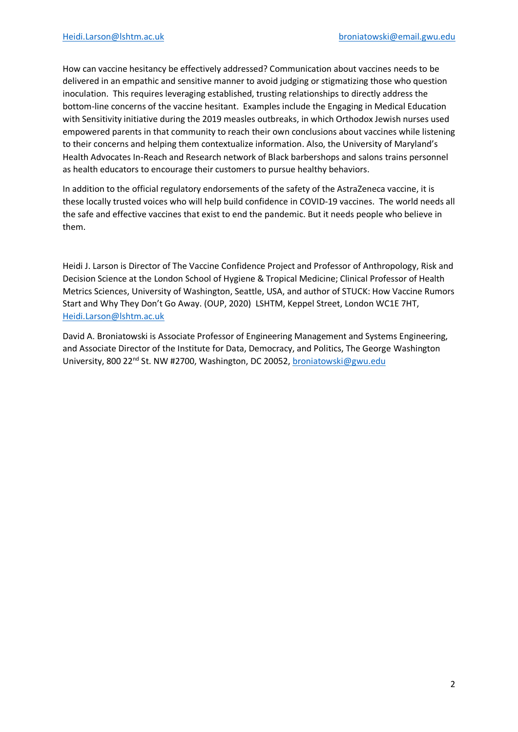How can vaccine hesitancy be effectively addressed? Communication about vaccines needs to be delivered in an empathic and sensitive manner to avoid judging or stigmatizing those who question inoculation. This requires leveraging established, trusting relationships to directly address the bottom-line concerns of the vaccine hesitant. Examples include the Engaging in Medical Education with Sensitivity initiative during the 2019 measles outbreaks, in which Orthodox Jewish nurses used empowered parents in that community to reach their own conclusions about vaccines while listening to their concerns and helping them contextualize information. Also, the University of Maryland's Health Advocates In-Reach and Research network of Black barbershops and salons trains personnel as health educators to encourage their customers to pursue healthy behaviors.

In addition to the official regulatory endorsements of the safety of the AstraZeneca vaccine, it is these locally trusted voices who will help build confidence in COVID-19 vaccines. The world needs all the safe and effective vaccines that exist to end the pandemic. But it needs people who believe in them.

Heidi J. Larson is Director of The Vaccine Confidence Project and Professor of Anthropology, Risk and Decision Science at the London School of Hygiene & Tropical Medicine; Clinical Professor of Health Metrics Sciences, University of Washington, Seattle, USA, and author of STUCK: How Vaccine Rumors Start and Why They Don't Go Away. (OUP, 2020) LSHTM, Keppel Street, London WC1E 7HT, Heidi.Larson@lshtm.ac.uk

David A. Broniatowski is Associate Professor of Engineering Management and Systems Engineering, and Associate Director of the Institute for Data, Democracy, and Politics, The George Washington University, 800 22nd St. NW #2700, Washington, DC 20052, broniatowski@gwu.edu